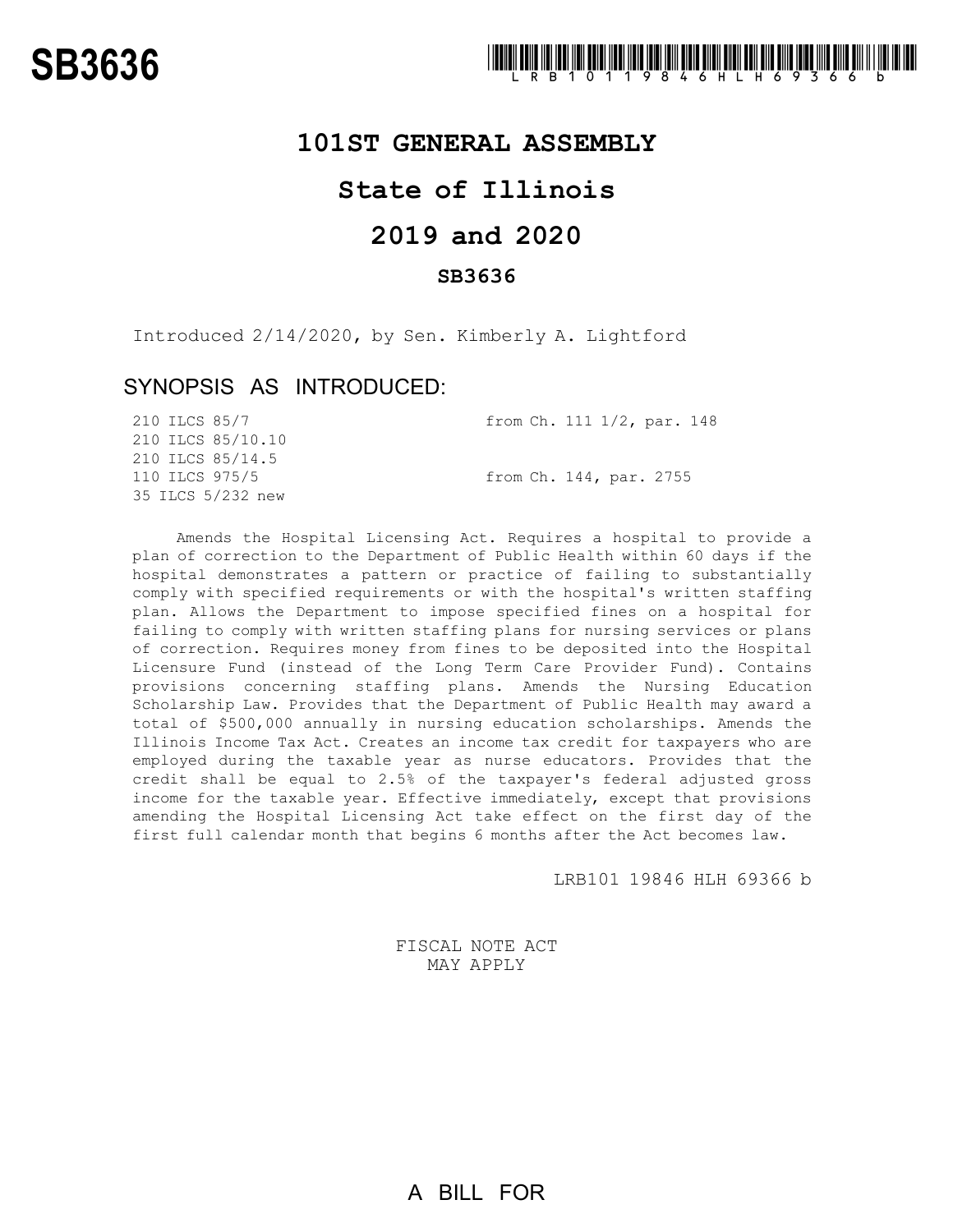# SB3636

LRB101 19846 HLH 69366 b

## 101ST GENERAL ASSEMBLY

## State of Illinois

## 2019 and 2020

### SB3636

Introduced 2/14/2020, by Sen. Kimberly A. Lightford

### SYNOPSIS AS INTRODUCED:

| | |
|---|---|
| 210 ILCS 85/7 | from Ch. 111 1/2, par. 148 |
| 210 ILCS 85/10.10 | |
| 210 ILCS 85/14.5 | |
| 110 ILCS 975/5 | from Ch. 144, par. 2755 |
| 35 ILCS 5/232 new | |

Amends the Hospital Licensing Act. Requires a hospital to provide a plan of correction to the Department of Public Health within 60 days if the hospital demonstrates a pattern or practice of failing to substantially comply with specified requirements or with the hospital's written staffing plan. Allows the Department to impose specified fines on a hospital for failing to comply with written staffing plans for nursing services or plans of correction. Requires money from fines to be deposited into the Hospital Licensure Fund (instead of the Long Term Care Provider Fund). Contains provisions concerning staffing plans. Amends the Nursing Education Scholarship Law. Provides that the Department of Public Health may award a total of $500,000 annually in nursing education scholarships. Amends the Illinois Income Tax Act. Creates an income tax credit for taxpayers who are employed during the taxable year as nurse educators. Provides that the credit shall be equal to 2.5% of the taxpayer's federal adjusted gross income for the taxable year. Effective immediately, except that provisions amending the Hospital Licensing Act take effect on the first day of the first full calendar month that begins 6 months after the Act becomes law.

LRB101 19846 HLH 69366 b

FISCAL NOTE ACT
MAY APPLY

A BILL FOR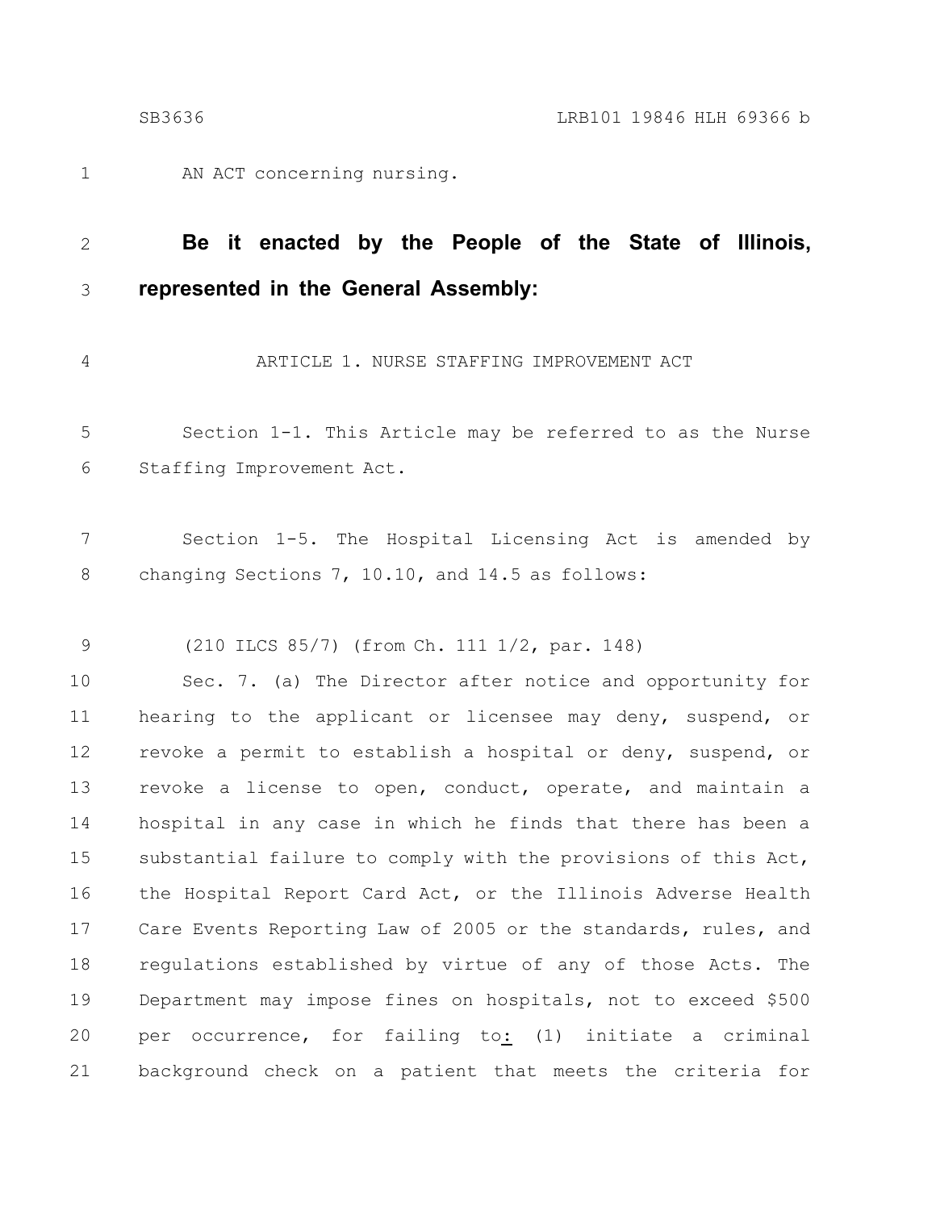AN ACT concerning nursing.

**Be it enacted by the People of the State of Illinois, represented in the General Assembly:**

ARTICLE 1. NURSE STAFFING IMPROVEMENT ACT

Section 1-1. This Article may be referred to as the Nurse Staffing Improvement Act.

Section 1-5. The Hospital Licensing Act is amended by changing Sections 7, 10.10, and 14.5 as follows:

(210 ILCS 85/7) (from Ch. 111 1/2, par. 148)

Sec. 7. (a) The Director after notice and opportunity for hearing to the applicant or licensee may deny, suspend, or revoke a permit to establish a hospital or deny, suspend, or revoke a license to open, conduct, operate, and maintain a hospital in any case in which he finds that there has been a substantial failure to comply with the provisions of this Act, the Hospital Report Card Act, or the Illinois Adverse Health Care Events Reporting Law of 2005 or the standards, rules, and regulations established by virtue of any of those Acts. The Department may impose fines on hospitals, not to exceed $500 per occurrence, for failing to: (1) initiate a criminal background check on a patient that meets the criteria for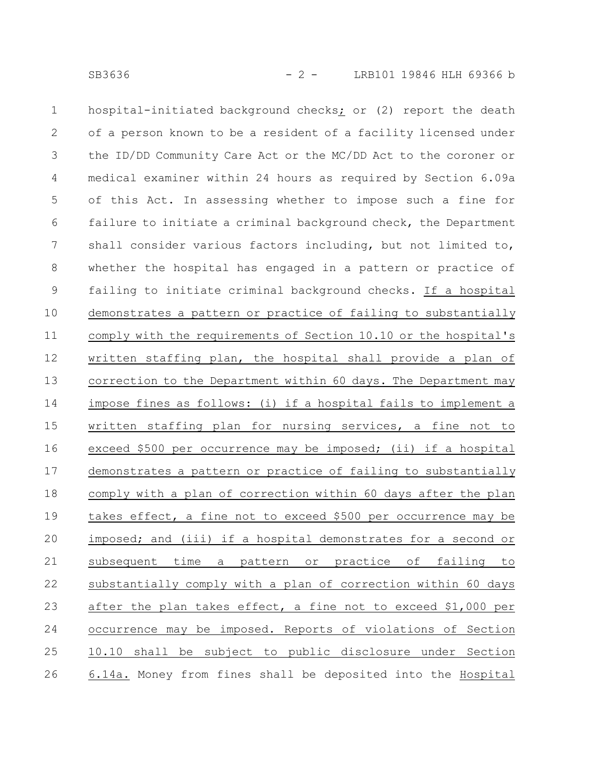hospital-initiated background checks; or (2) report the death of a person known to be a resident of a facility licensed under the ID/DD Community Care Act or the MC/DD Act to the coroner or medical examiner within 24 hours as required by Section 6.09a of this Act. In assessing whether to impose such a fine for failure to initiate a criminal background check, the Department shall consider various factors including, but not limited to, whether the hospital has engaged in a pattern or practice of failing to initiate criminal background checks. If a hospital demonstrates a pattern or practice of failing to substantially comply with the requirements of Section 10.10 or the hospital's written staffing plan, the hospital shall provide a plan of correction to the Department within 60 days. The Department may impose fines as follows: (i) if a hospital fails to implement a written staffing plan for nursing services, a fine not to exceed $500 per occurrence may be imposed; (ii) if a hospital demonstrates a pattern or practice of failing to substantially comply with a plan of correction within 60 days after the plan takes effect, a fine not to exceed $500 per occurrence may be imposed; and (iii) if a hospital demonstrates for a second or subsequent time a pattern or practice of failing to substantially comply with a plan of correction within 60 days after the plan takes effect, a fine not to exceed $1,000 per occurrence may be imposed. Reports of violations of Section 10.10 shall be subject to public disclosure under Section 6.14a. Money from fines shall be deposited into the Hospital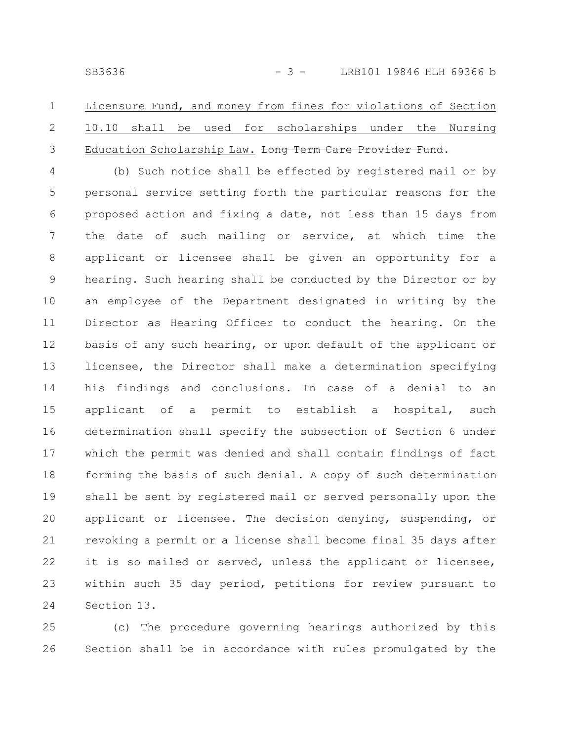Licensure Fund, and money from fines for violations of Section 10.10 shall be used for scholarships under the Nursing Education Scholarship Law. ~~Long Term Care Provider Fund~~.

(b) Such notice shall be effected by registered mail or by personal service setting forth the particular reasons for the proposed action and fixing a date, not less than 15 days from the date of such mailing or service, at which time the applicant or licensee shall be given an opportunity for a hearing. Such hearing shall be conducted by the Director or by an employee of the Department designated in writing by the Director as Hearing Officer to conduct the hearing. On the basis of any such hearing, or upon default of the applicant or licensee, the Director shall make a determination specifying his findings and conclusions. In case of a denial to an applicant of a permit to establish a hospital, such determination shall specify the subsection of Section 6 under which the permit was denied and shall contain findings of fact forming the basis of such denial. A copy of such determination shall be sent by registered mail or served personally upon the applicant or licensee. The decision denying, suspending, or revoking a permit or a license shall become final 35 days after it is so mailed or served, unless the applicant or licensee, within such 35 day period, petitions for review pursuant to Section 13.

(c) The procedure governing hearings authorized by this Section shall be in accordance with rules promulgated by the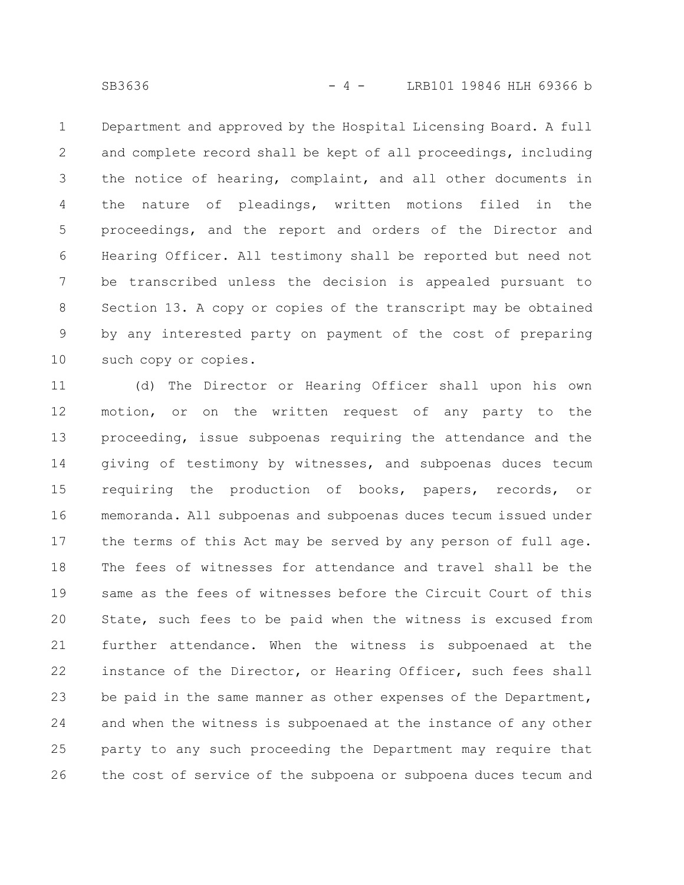Department and approved by the Hospital Licensing Board. A full and complete record shall be kept of all proceedings, including the notice of hearing, complaint, and all other documents in the nature of pleadings, written motions filed in the proceedings, and the report and orders of the Director and Hearing Officer. All testimony shall be reported but need not be transcribed unless the decision is appealed pursuant to Section 13. A copy or copies of the transcript may be obtained by any interested party on payment of the cost of preparing such copy or copies.

(d) The Director or Hearing Officer shall upon his own motion, or on the written request of any party to the proceeding, issue subpoenas requiring the attendance and the giving of testimony by witnesses, and subpoenas duces tecum requiring the production of books, papers, records, or memoranda. All subpoenas and subpoenas duces tecum issued under the terms of this Act may be served by any person of full age. The fees of witnesses for attendance and travel shall be the same as the fees of witnesses before the Circuit Court of this State, such fees to be paid when the witness is excused from further attendance. When the witness is subpoenaed at the instance of the Director, or Hearing Officer, such fees shall be paid in the same manner as other expenses of the Department, and when the witness is subpoenaed at the instance of any other party to any such proceeding the Department may require that the cost of service of the subpoena or subpoena duces tecum and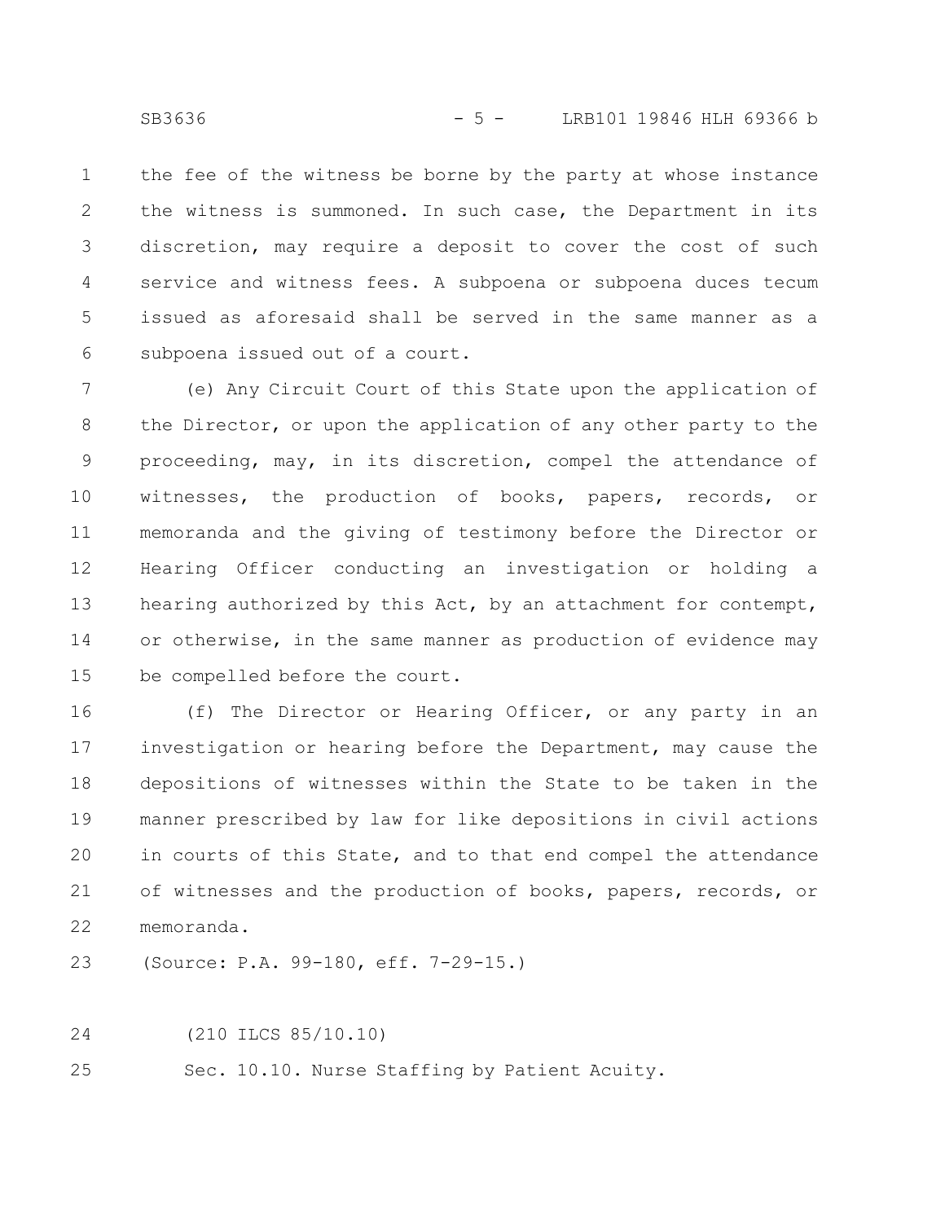the fee of the witness be borne by the party at whose instance the witness is summoned. In such case, the Department in its discretion, may require a deposit to cover the cost of such service and witness fees. A subpoena or subpoena duces tecum issued as aforesaid shall be served in the same manner as a subpoena issued out of a court.

(e) Any Circuit Court of this State upon the application of the Director, or upon the application of any other party to the proceeding, may, in its discretion, compel the attendance of witnesses, the production of books, papers, records, or memoranda and the giving of testimony before the Director or Hearing Officer conducting an investigation or holding a hearing authorized by this Act, by an attachment for contempt, or otherwise, in the same manner as production of evidence may be compelled before the court.

(f) The Director or Hearing Officer, or any party in an investigation or hearing before the Department, may cause the depositions of witnesses within the State to be taken in the manner prescribed by law for like depositions in civil actions in courts of this State, and to that end compel the attendance of witnesses and the production of books, papers, records, or memoranda.

(Source: P.A. 99-180, eff. 7-29-15.)

(210 ILCS 85/10.10)

Sec. 10.10. Nurse Staffing by Patient Acuity.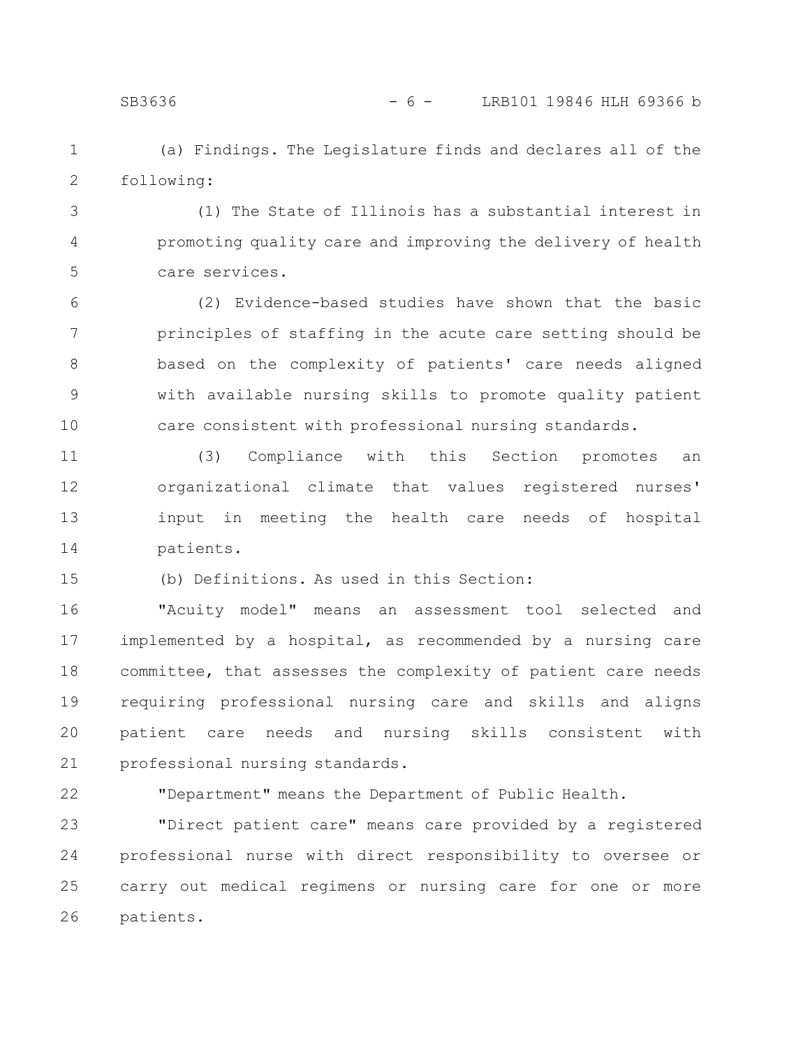(a) Findings. The Legislature finds and declares all of the following:

(1) The State of Illinois has a substantial interest in promoting quality care and improving the delivery of health care services.

(2) Evidence-based studies have shown that the basic principles of staffing in the acute care setting should be based on the complexity of patients' care needs aligned with available nursing skills to promote quality patient care consistent with professional nursing standards.

(3) Compliance with this Section promotes an organizational climate that values registered nurses' input in meeting the health care needs of hospital patients.

(b) Definitions. As used in this Section:

"Acuity model" means an assessment tool selected and implemented by a hospital, as recommended by a nursing care committee, that assesses the complexity of patient care needs requiring professional nursing care and skills and aligns patient care needs and nursing skills consistent with professional nursing standards.

"Department" means the Department of Public Health.

"Direct patient care" means care provided by a registered professional nurse with direct responsibility to oversee or carry out medical regimens or nursing care for one or more patients.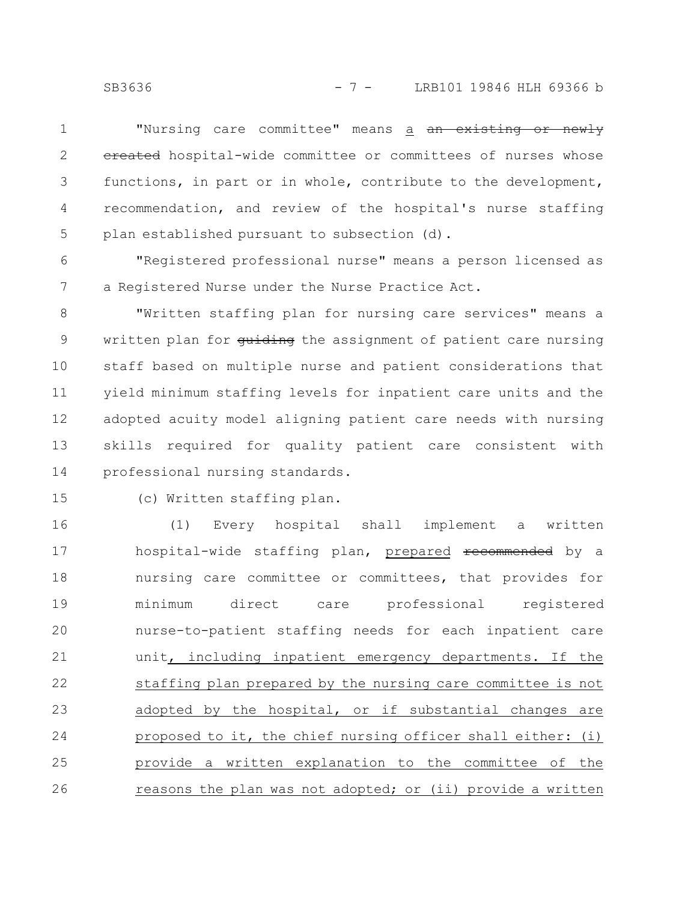"Nursing care committee" means a ~~an existing or newly created~~ hospital-wide committee or committees of nurses whose functions, in part or in whole, contribute to the development, recommendation, and review of the hospital's nurse staffing plan established pursuant to subsection (d).

"Registered professional nurse" means a person licensed as a Registered Nurse under the Nurse Practice Act.

"Written staffing plan for nursing care services" means a written plan for ~~guiding~~ the assignment of patient care nursing staff based on multiple nurse and patient considerations that yield minimum staffing levels for inpatient care units and the adopted acuity model aligning patient care needs with nursing skills required for quality patient care consistent with professional nursing standards.

(c) Written staffing plan.

(1) Every hospital shall implement a written hospital-wide staffing plan, prepared ~~recommended~~ by a nursing care committee or committees, that provides for minimum direct care professional registered nurse-to-patient staffing needs for each inpatient care unit, including inpatient emergency departments. If the staffing plan prepared by the nursing care committee is not adopted by the hospital, or if substantial changes are proposed to it, the chief nursing officer shall either: (i) provide a written explanation to the committee of the reasons the plan was not adopted; or (ii) provide a written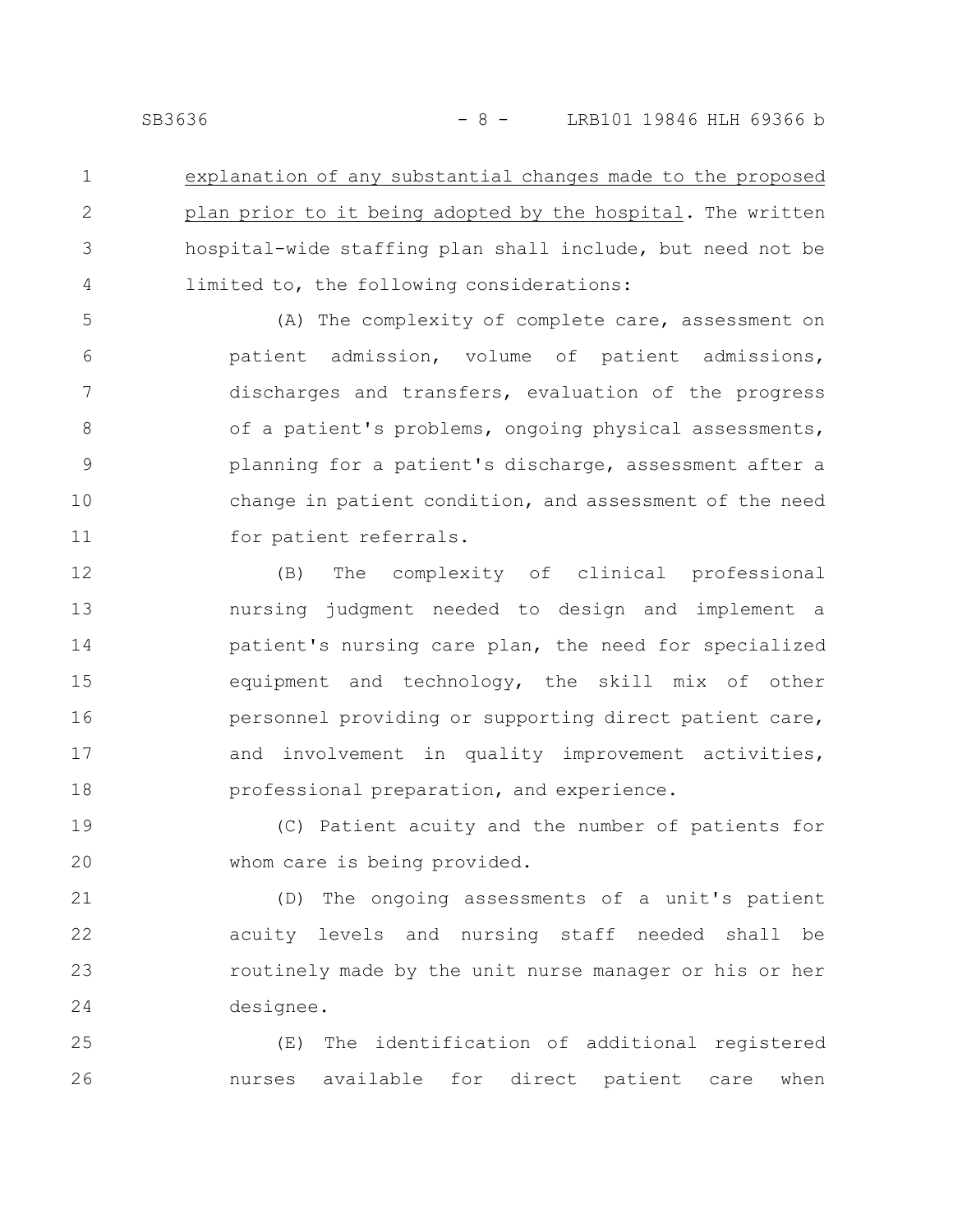explanation of any substantial changes made to the proposed plan prior to it being adopted by the hospital. The written hospital-wide staffing plan shall include, but need not be limited to, the following considerations:

(A) The complexity of complete care, assessment on patient admission, volume of patient admissions, discharges and transfers, evaluation of the progress of a patient's problems, ongoing physical assessments, planning for a patient's discharge, assessment after a change in patient condition, and assessment of the need for patient referrals.

(B) The complexity of clinical professional nursing judgment needed to design and implement a patient's nursing care plan, the need for specialized equipment and technology, the skill mix of other personnel providing or supporting direct patient care, and involvement in quality improvement activities, professional preparation, and experience.

(C) Patient acuity and the number of patients for whom care is being provided.

(D) The ongoing assessments of a unit's patient acuity levels and nursing staff needed shall be routinely made by the unit nurse manager or his or her designee.

(E) The identification of additional registered nurses available for direct patient care when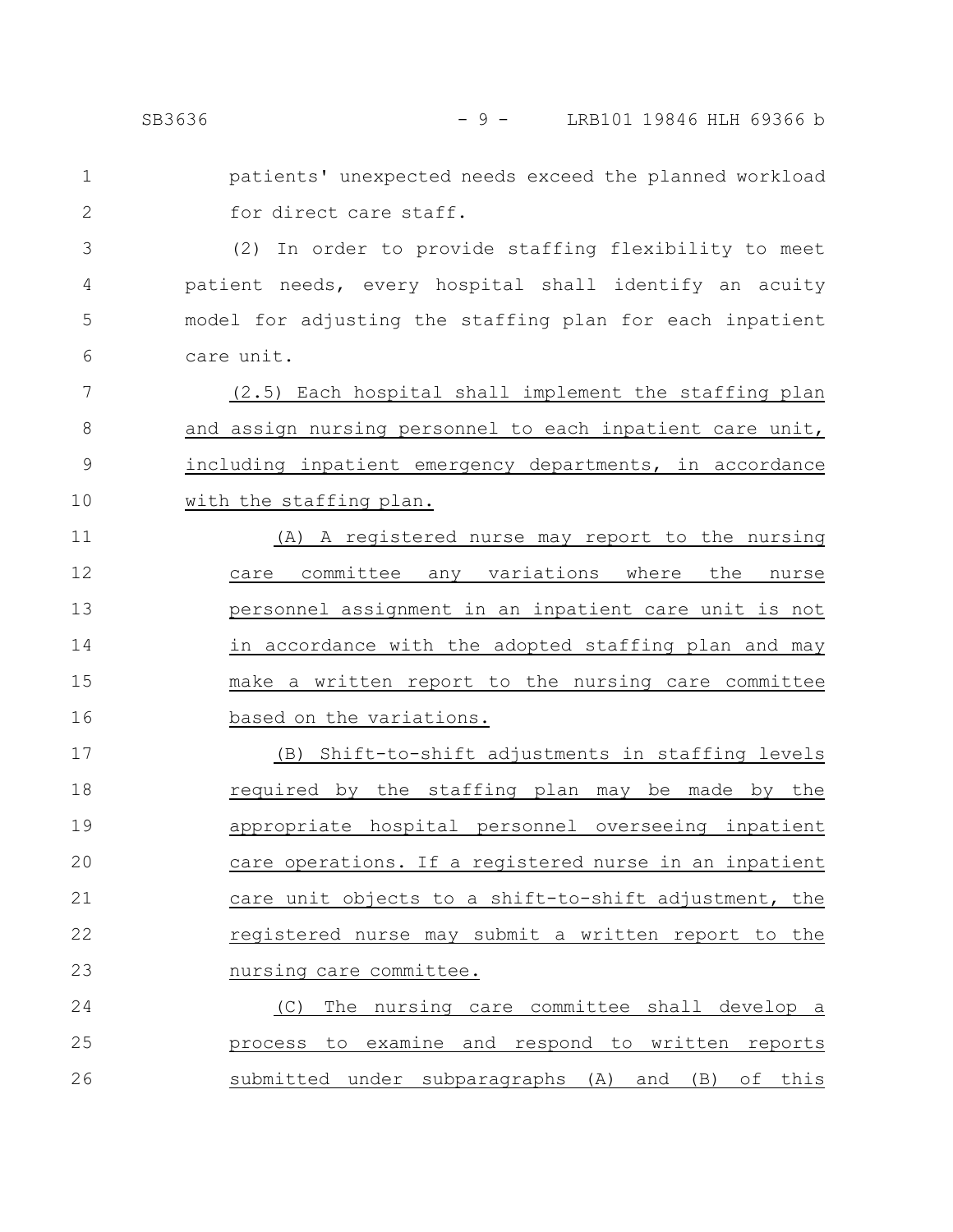patients' unexpected needs exceed the planned workload for direct care staff.

(2) In order to provide staffing flexibility to meet patient needs, every hospital shall identify an acuity model for adjusting the staffing plan for each inpatient care unit.

(2.5) Each hospital shall implement the staffing plan and assign nursing personnel to each inpatient care unit, including inpatient emergency departments, in accordance with the staffing plan.

(A) A registered nurse may report to the nursing care committee any variations where the nurse personnel assignment in an inpatient care unit is not in accordance with the adopted staffing plan and may make a written report to the nursing care committee based on the variations.

(B) Shift-to-shift adjustments in staffing levels required by the staffing plan may be made by the appropriate hospital personnel overseeing inpatient care operations. If a registered nurse in an inpatient care unit objects to a shift-to-shift adjustment, the registered nurse may submit a written report to the nursing care committee.

(C) The nursing care committee shall develop a process to examine and respond to written reports submitted under subparagraphs (A) and (B) of this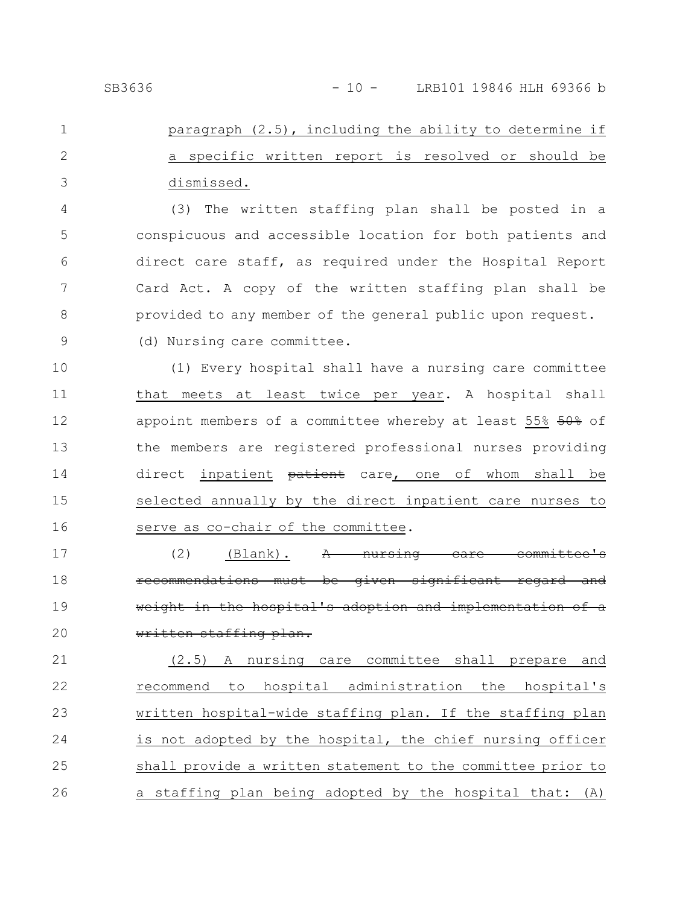paragraph (2.5), including the ability to determine if a specific written report is resolved or should be dismissed.

(3) The written staffing plan shall be posted in a conspicuous and accessible location for both patients and direct care staff, as required under the Hospital Report Card Act. A copy of the written staffing plan shall be provided to any member of the general public upon request.

(d) Nursing care committee.

(1) Every hospital shall have a nursing care committee that meets at least twice per year. A hospital shall appoint members of a committee whereby at least 55% ~~50%~~ of the members are registered professional nurses providing direct inpatient ~~patient~~ care, one of whom shall be selected annually by the direct inpatient care nurses to serve as co-chair of the committee.

(2) (Blank). ~~A nursing care committee's recommendations must be given significant regard and weight in the hospital's adoption and implementation of a written staffing plan.~~

(2.5) A nursing care committee shall prepare and recommend to hospital administration the hospital's written hospital-wide staffing plan. If the staffing plan is not adopted by the hospital, the chief nursing officer shall provide a written statement to the committee prior to a staffing plan being adopted by the hospital that: (A)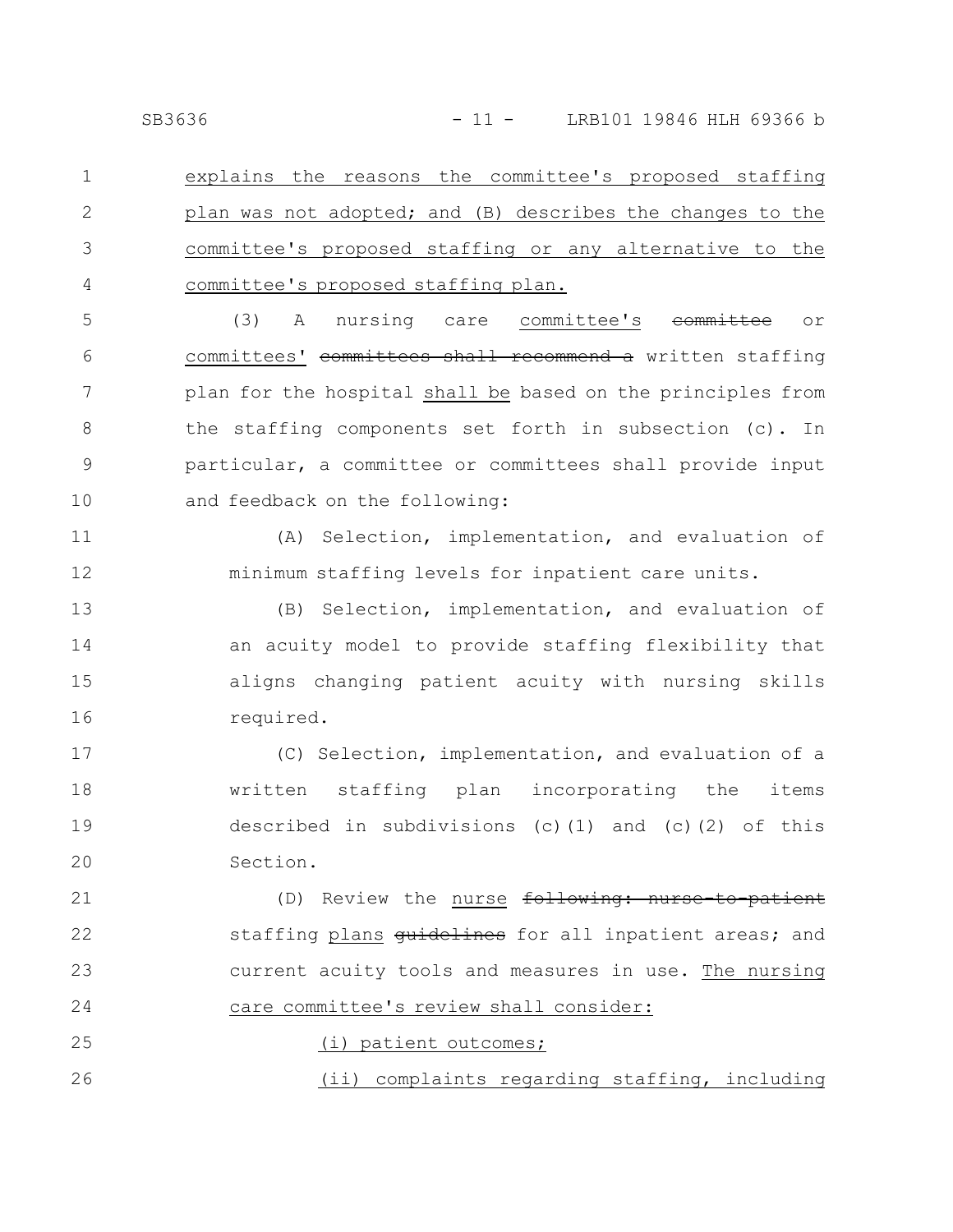explains the reasons the committee's proposed staffing plan was not adopted; and (B) describes the changes to the committee's proposed staffing or any alternative to the committee's proposed staffing plan.

(3) A nursing care committee's ~~committee~~ or committees' ~~committees shall recommend a~~ written staffing plan for the hospital shall be based on the principles from the staffing components set forth in subsection (c). In particular, a committee or committees shall provide input and feedback on the following:

(A) Selection, implementation, and evaluation of minimum staffing levels for inpatient care units.

(B) Selection, implementation, and evaluation of an acuity model to provide staffing flexibility that aligns changing patient acuity with nursing skills required.

(C) Selection, implementation, and evaluation of a written staffing plan incorporating the items described in subdivisions (c)(1) and (c)(2) of this Section.

(D) Review the nurse ~~following: nurse-to-patient~~ staffing plans ~~guidelines~~ for all inpatient areas; and current acuity tools and measures in use. The nursing care committee's review shall consider:

(i) patient outcomes;

(ii) complaints regarding staffing, including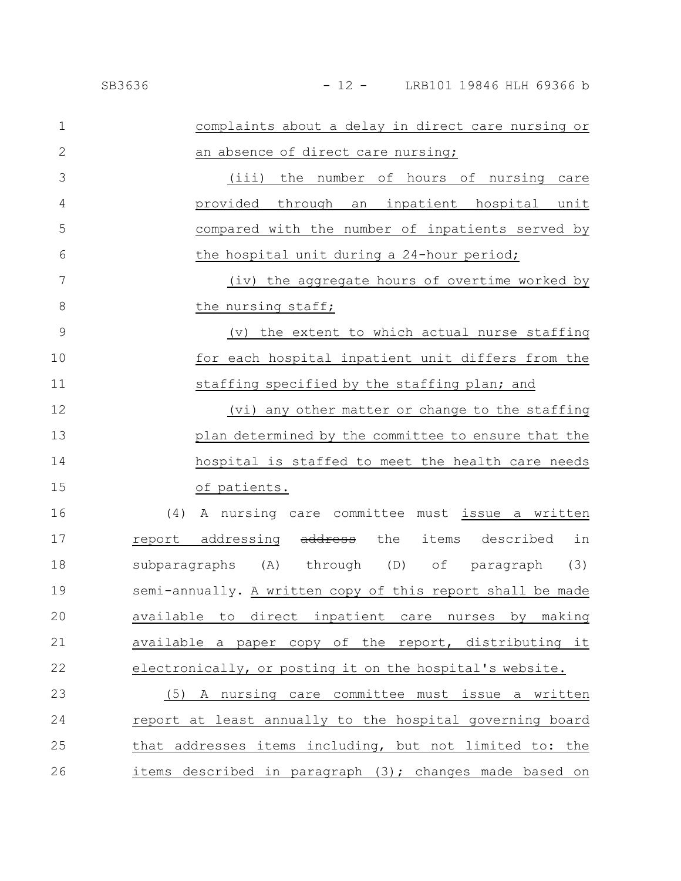complaints about a delay in direct care nursing or an absence of direct care nursing;

(iii) the number of hours of nursing care provided through an inpatient hospital unit compared with the number of inpatients served by the hospital unit during a 24-hour period;

(iv) the aggregate hours of overtime worked by the nursing staff;

(v) the extent to which actual nurse staffing for each hospital inpatient unit differs from the staffing specified by the staffing plan; and

(vi) any other matter or change to the staffing plan determined by the committee to ensure that the hospital is staffed to meet the health care needs of patients.

(4) A nursing care committee must issue a written report addressing ~~address~~ the items described in subparagraphs (A) through (D) of paragraph (3) semi-annually. A written copy of this report shall be made available to direct inpatient care nurses by making available a paper copy of the report, distributing it electronically, or posting it on the hospital's website.

(5) A nursing care committee must issue a written report at least annually to the hospital governing board that addresses items including, but not limited to: the items described in paragraph (3); changes made based on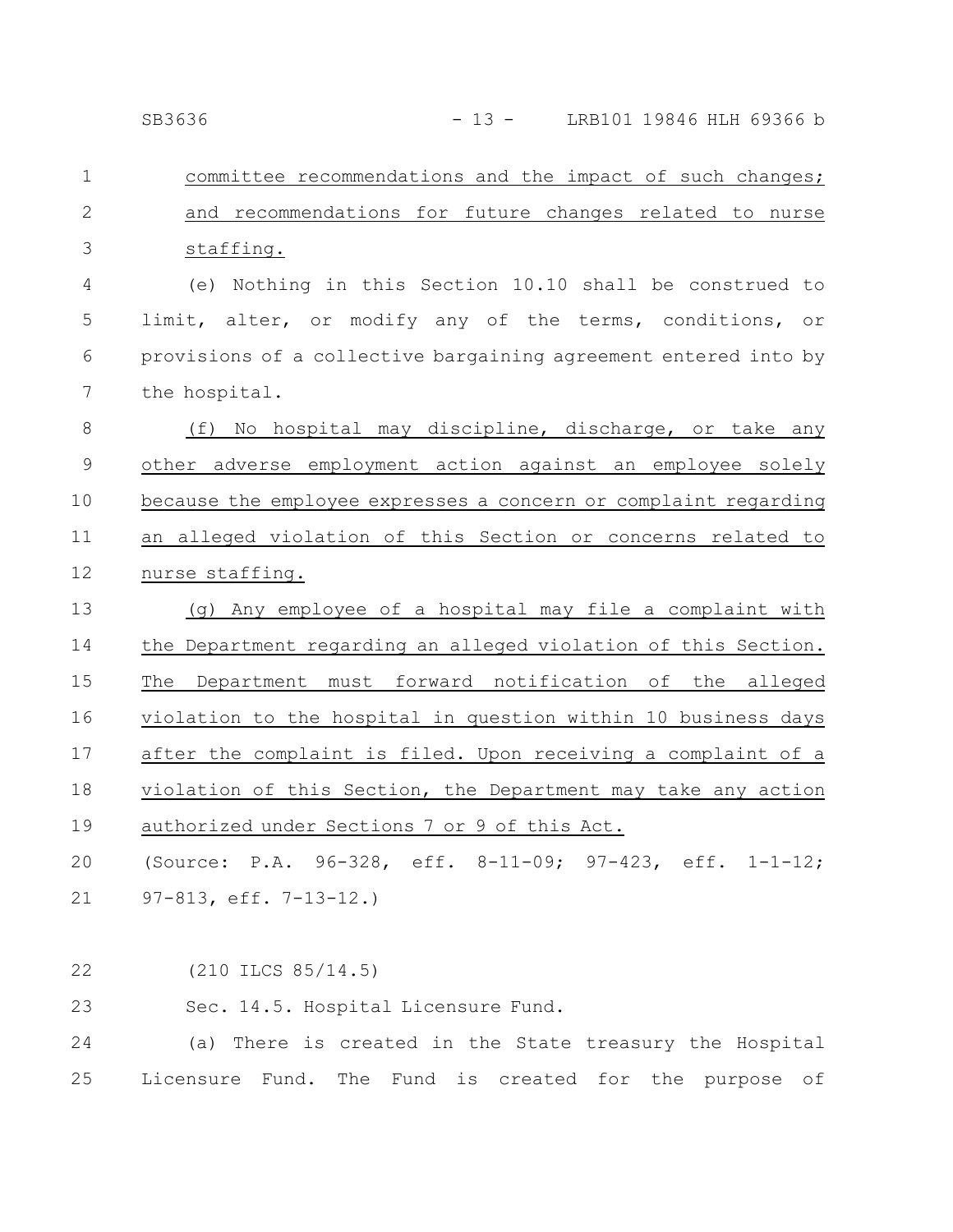committee recommendations and the impact of such changes; and recommendations for future changes related to nurse staffing.

(e) Nothing in this Section 10.10 shall be construed to limit, alter, or modify any of the terms, conditions, or provisions of a collective bargaining agreement entered into by the hospital.

(f) No hospital may discipline, discharge, or take any other adverse employment action against an employee solely because the employee expresses a concern or complaint regarding an alleged violation of this Section or concerns related to nurse staffing.

(g) Any employee of a hospital may file a complaint with the Department regarding an alleged violation of this Section. The Department must forward notification of the alleged violation to the hospital in question within 10 business days after the complaint is filed. Upon receiving a complaint of a violation of this Section, the Department may take any action authorized under Sections 7 or 9 of this Act.

(Source: P.A. 96-328, eff. 8-11-09; 97-423, eff. 1-1-12; 97-813, eff. 7-13-12.)

(210 ILCS 85/14.5)

Sec. 14.5. Hospital Licensure Fund.

(a) There is created in the State treasury the Hospital Licensure Fund. The Fund is created for the purpose of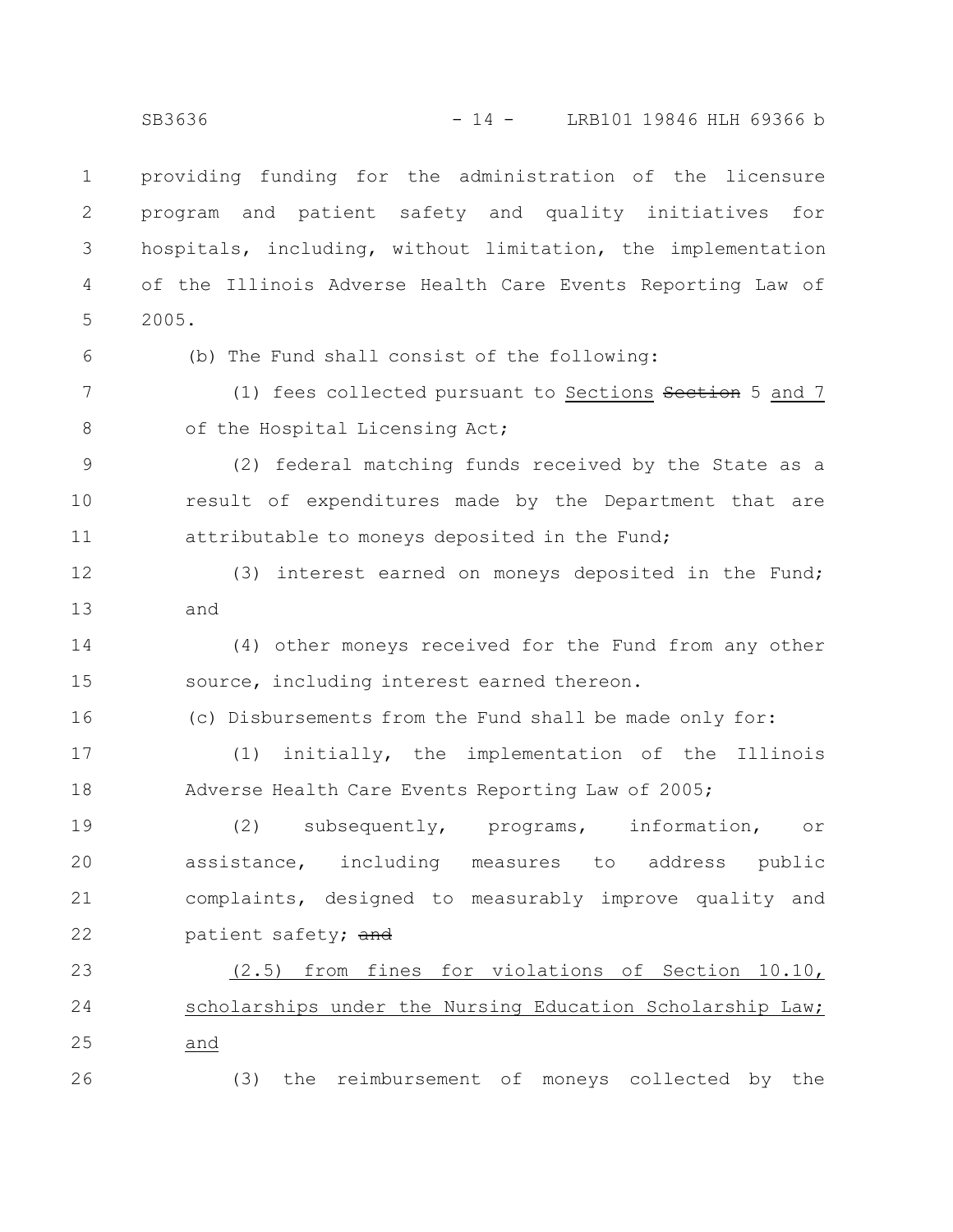providing funding for the administration of the licensure program and patient safety and quality initiatives for hospitals, including, without limitation, the implementation of the Illinois Adverse Health Care Events Reporting Law of 2005.

(b) The Fund shall consist of the following:

(1) fees collected pursuant to <u>Sections</u> ~~Section~~ 5 <u>and 7</u> of the Hospital Licensing Act;

(2) federal matching funds received by the State as a result of expenditures made by the Department that are attributable to moneys deposited in the Fund;

(3) interest earned on moneys deposited in the Fund; and

(4) other moneys received for the Fund from any other source, including interest earned thereon.

(c) Disbursements from the Fund shall be made only for:

(1) initially, the implementation of the Illinois Adverse Health Care Events Reporting Law of 2005;

(2) subsequently, programs, information, or assistance, including measures to address public complaints, designed to measurably improve quality and patient safety; ~~and~~

<u>(2.5) from fines for violations of Section 10.10, scholarships under the Nursing Education Scholarship Law; and</u>

(3) the reimbursement of moneys collected by the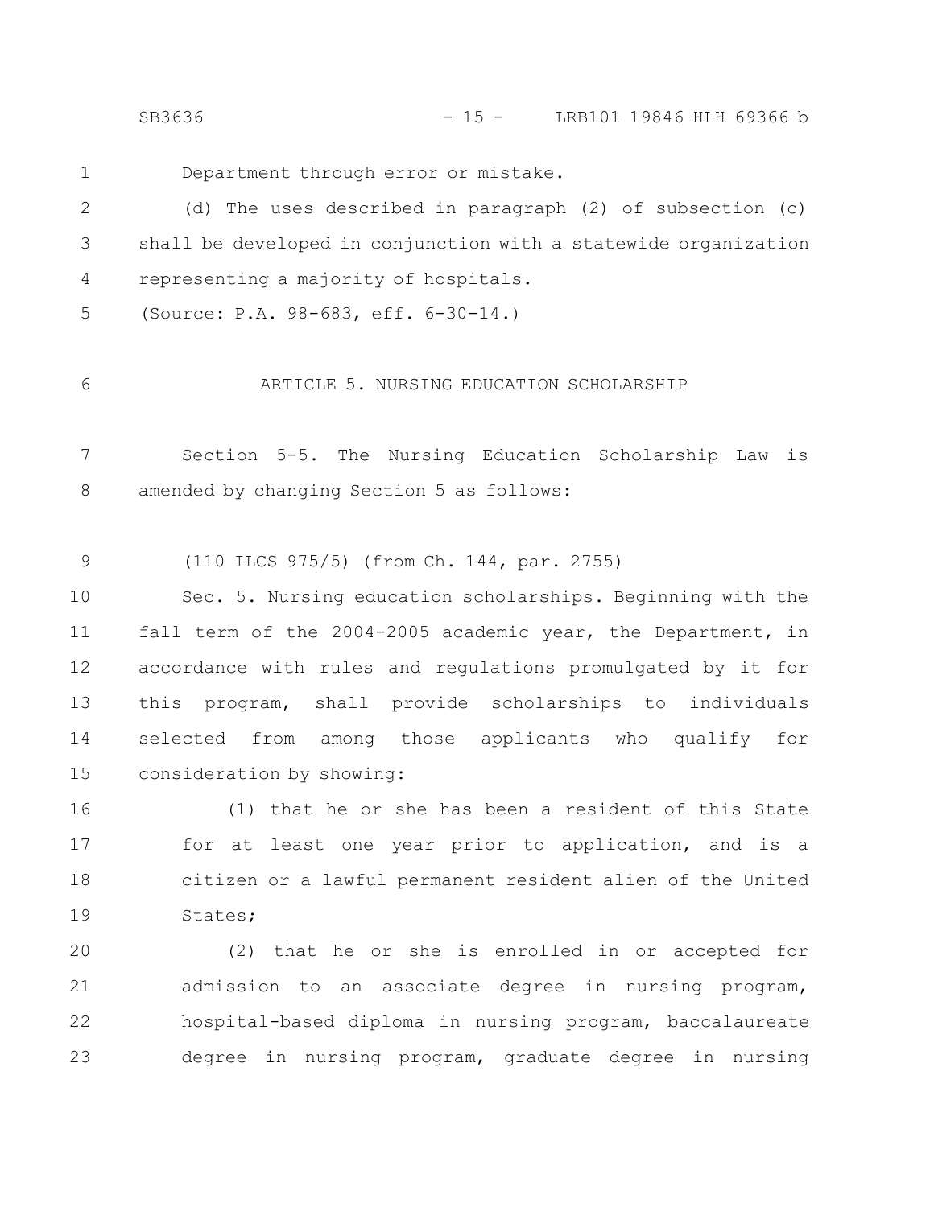Department through error or mistake.

(d) The uses described in paragraph (2) of subsection (c) shall be developed in conjunction with a statewide organization representing a majority of hospitals.

(Source: P.A. 98-683, eff. 6-30-14.)

ARTICLE 5. NURSING EDUCATION SCHOLARSHIP

Section 5-5. The Nursing Education Scholarship Law is amended by changing Section 5 as follows:

(110 ILCS 975/5) (from Ch. 144, par. 2755)

Sec. 5. Nursing education scholarships. Beginning with the fall term of the 2004-2005 academic year, the Department, in accordance with rules and regulations promulgated by it for this program, shall provide scholarships to individuals selected from among those applicants who qualify for consideration by showing:

(1) that he or she has been a resident of this State for at least one year prior to application, and is a citizen or a lawful permanent resident alien of the United States;

(2) that he or she is enrolled in or accepted for admission to an associate degree in nursing program, hospital-based diploma in nursing program, baccalaureate degree in nursing program, graduate degree in nursing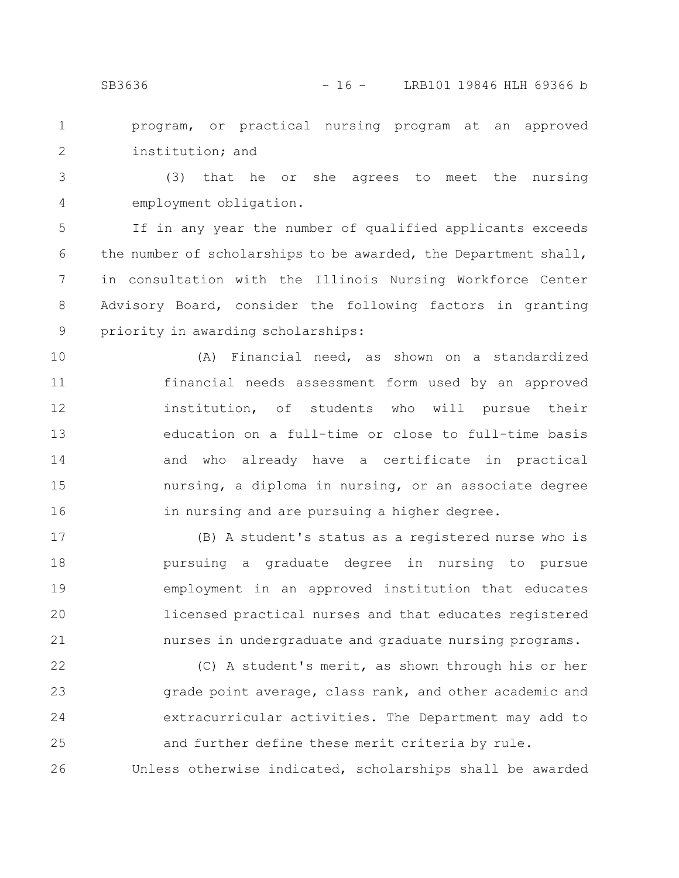program, or practical nursing program at an approved institution; and

(3) that he or she agrees to meet the nursing employment obligation.

If in any year the number of qualified applicants exceeds the number of scholarships to be awarded, the Department shall, in consultation with the Illinois Nursing Workforce Center Advisory Board, consider the following factors in granting priority in awarding scholarships:

(A) Financial need, as shown on a standardized financial needs assessment form used by an approved institution, of students who will pursue their education on a full-time or close to full-time basis and who already have a certificate in practical nursing, a diploma in nursing, or an associate degree in nursing and are pursuing a higher degree.

(B) A student's status as a registered nurse who is pursuing a graduate degree in nursing to pursue employment in an approved institution that educates licensed practical nurses and that educates registered nurses in undergraduate and graduate nursing programs.

(C) A student's merit, as shown through his or her grade point average, class rank, and other academic and extracurricular activities. The Department may add to and further define these merit criteria by rule.

Unless otherwise indicated, scholarships shall be awarded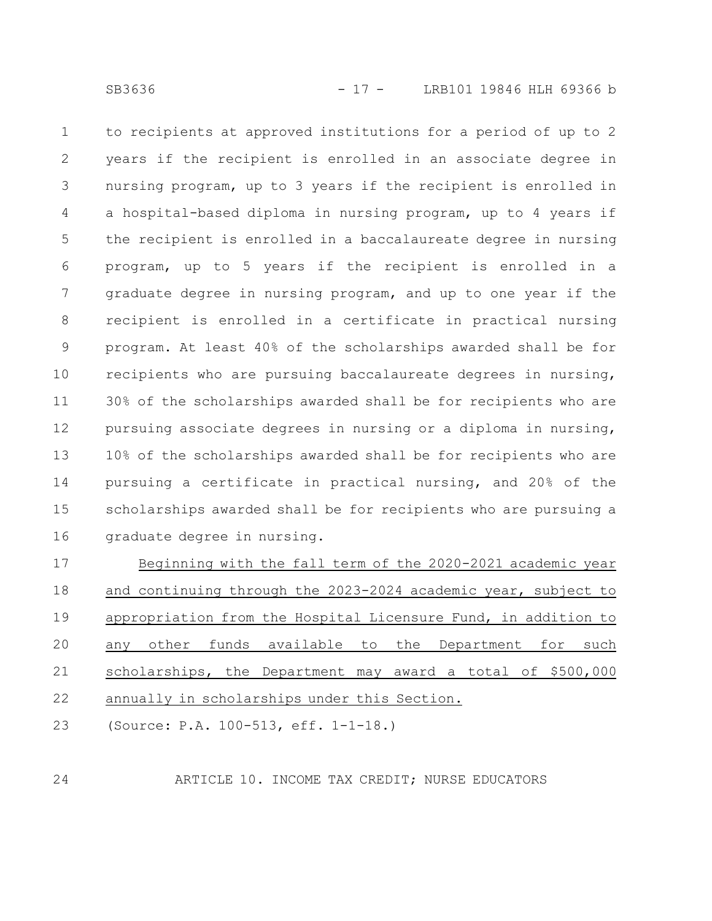to recipients at approved institutions for a period of up to 2 years if the recipient is enrolled in an associate degree in nursing program, up to 3 years if the recipient is enrolled in a hospital-based diploma in nursing program, up to 4 years if the recipient is enrolled in a baccalaureate degree in nursing program, up to 5 years if the recipient is enrolled in a graduate degree in nursing program, and up to one year if the recipient is enrolled in a certificate in practical nursing program. At least 40% of the scholarships awarded shall be for recipients who are pursuing baccalaureate degrees in nursing, 30% of the scholarships awarded shall be for recipients who are pursuing associate degrees in nursing or a diploma in nursing, 10% of the scholarships awarded shall be for recipients who are pursuing a certificate in practical nursing, and 20% of the scholarships awarded shall be for recipients who are pursuing a graduate degree in nursing.

<u>Beginning with the fall term of the 2020-2021 academic year and continuing through the 2023-2024 academic year, subject to appropriation from the Hospital Licensure Fund, in addition to any other funds available to the Department for such scholarships, the Department may award a total of $500,000 annually in scholarships under this Section.</u>

(Source: P.A. 100-513, eff. 1-1-18.)

ARTICLE 10. INCOME TAX CREDIT; NURSE EDUCATORS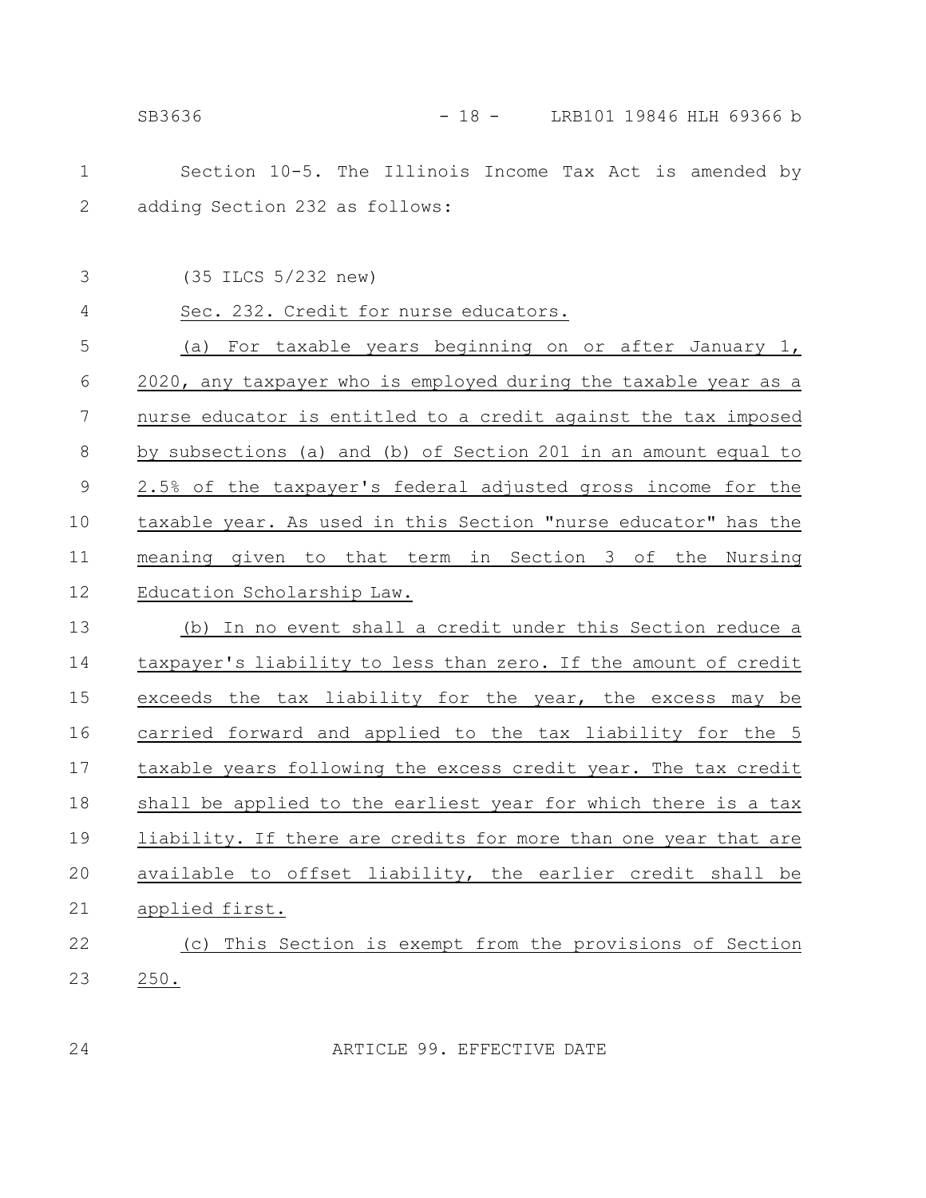Section 10-5. The Illinois Income Tax Act is amended by adding Section 232 as follows:

(35 ILCS 5/232 new)

Sec. 232. Credit for nurse educators.

(a) For taxable years beginning on or after January 1, 2020, any taxpayer who is employed during the taxable year as a nurse educator is entitled to a credit against the tax imposed by subsections (a) and (b) of Section 201 in an amount equal to 2.5% of the taxpayer's federal adjusted gross income for the taxable year. As used in this Section "nurse educator" has the meaning given to that term in Section 3 of the Nursing Education Scholarship Law.

(b) In no event shall a credit under this Section reduce a taxpayer's liability to less than zero. If the amount of credit exceeds the tax liability for the year, the excess may be carried forward and applied to the tax liability for the 5 taxable years following the excess credit year. The tax credit shall be applied to the earliest year for which there is a tax liability. If there are credits for more than one year that are available to offset liability, the earlier credit shall be applied first.

(c) This Section is exempt from the provisions of Section 250.

ARTICLE 99. EFFECTIVE DATE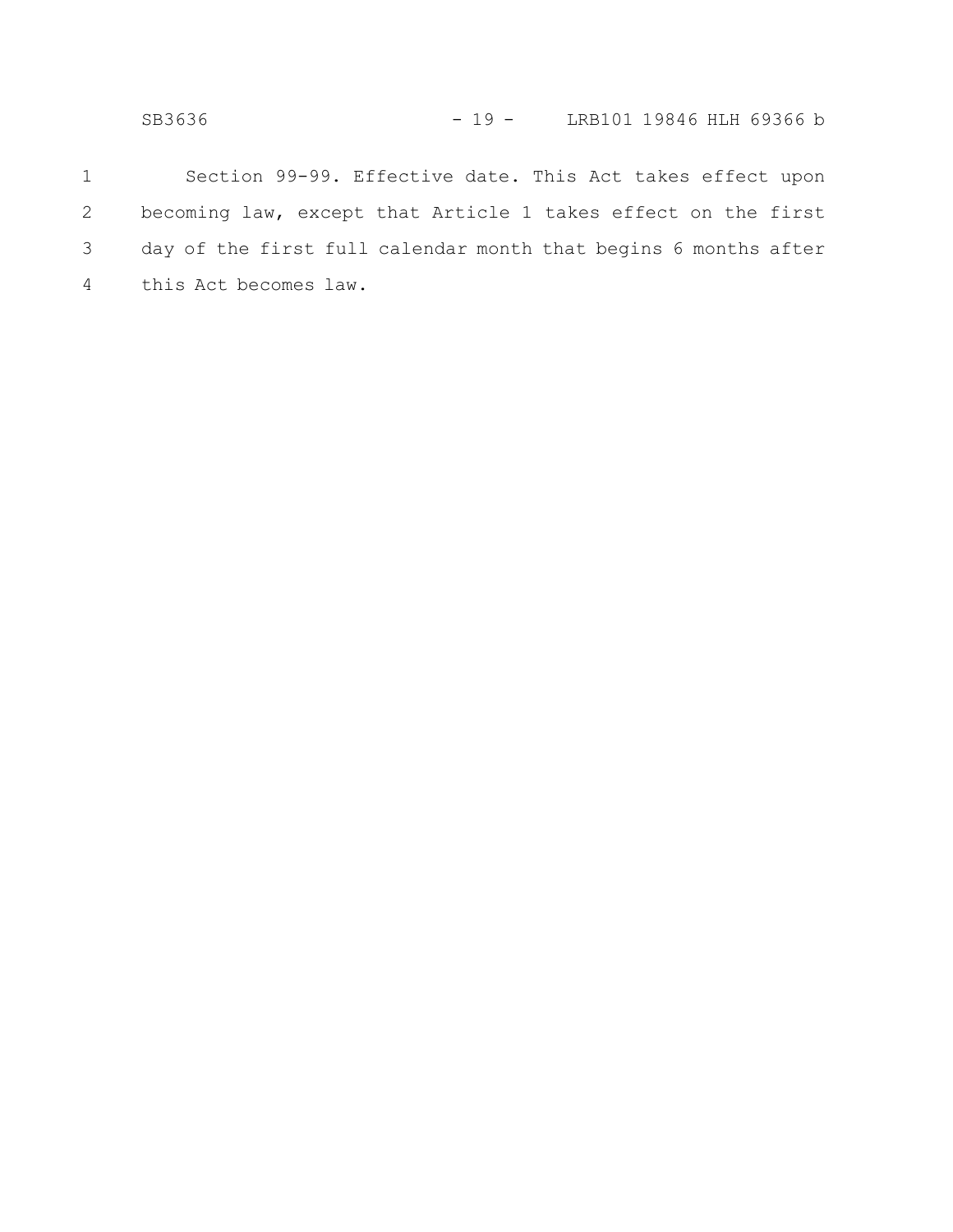Section 99-99. Effective date. This Act takes effect upon becoming law, except that Article 1 takes effect on the first day of the first full calendar month that begins 6 months after this Act becomes law.